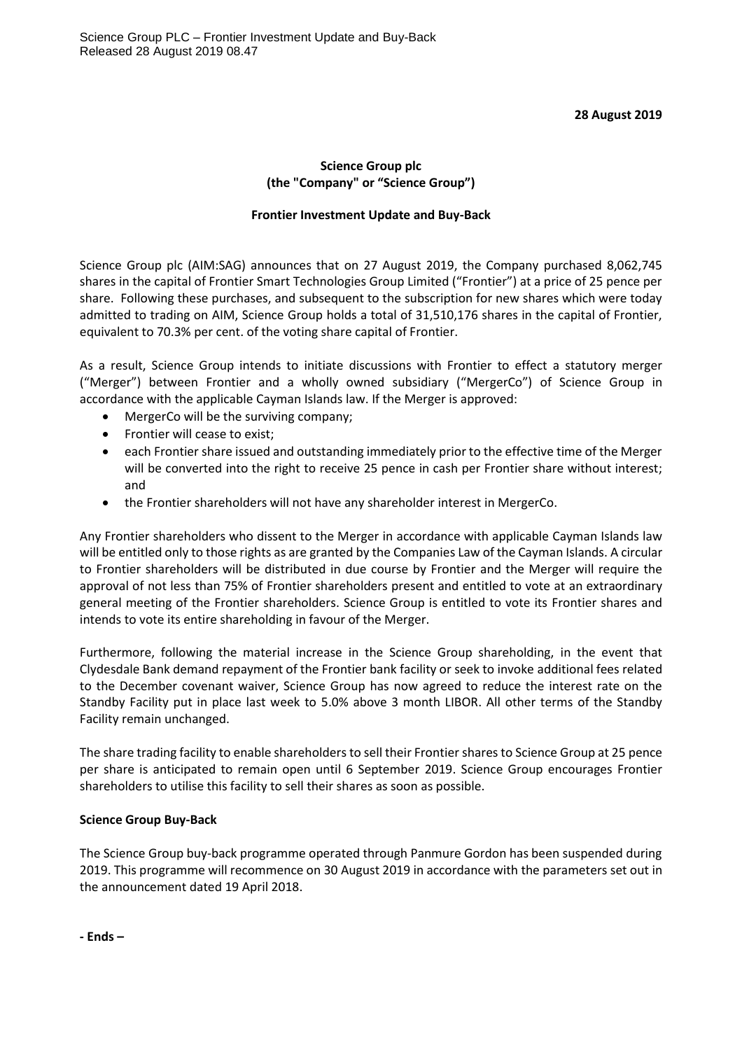Science Group PLC – Frontier Investment Update and Buy-Back
Released 28 August 2019 08.47

**28 August 2019**

**Science Group plc**
**(the "Company" or "Science Group")**

**Frontier Investment Update and Buy-Back**

Science Group plc (AIM:SAG) announces that on 27 August 2019, the Company purchased 8,062,745 shares in the capital of Frontier Smart Technologies Group Limited ("Frontier") at a price of 25 pence per share. Following these purchases, and subsequent to the subscription for new shares which were today admitted to trading on AIM, Science Group holds a total of 31,510,176 shares in the capital of Frontier, equivalent to 70.3% per cent. of the voting share capital of Frontier.

As a result, Science Group intends to initiate discussions with Frontier to effect a statutory merger ("Merger") between Frontier and a wholly owned subsidiary ("MergerCo") of Science Group in accordance with the applicable Cayman Islands law. If the Merger is approved:

- MergerCo will be the surviving company;
- Frontier will cease to exist;
- each Frontier share issued and outstanding immediately prior to the effective time of the Merger will be converted into the right to receive 25 pence in cash per Frontier share without interest; and
- the Frontier shareholders will not have any shareholder interest in MergerCo.

Any Frontier shareholders who dissent to the Merger in accordance with applicable Cayman Islands law will be entitled only to those rights as are granted by the Companies Law of the Cayman Islands. A circular to Frontier shareholders will be distributed in due course by Frontier and the Merger will require the approval of not less than 75% of Frontier shareholders present and entitled to vote at an extraordinary general meeting of the Frontier shareholders. Science Group is entitled to vote its Frontier shares and intends to vote its entire shareholding in favour of the Merger.

Furthermore, following the material increase in the Science Group shareholding, in the event that Clydesdale Bank demand repayment of the Frontier bank facility or seek to invoke additional fees related to the December covenant waiver, Science Group has now agreed to reduce the interest rate on the Standby Facility put in place last week to 5.0% above 3 month LIBOR. All other terms of the Standby Facility remain unchanged.

The share trading facility to enable shareholders to sell their Frontier shares to Science Group at 25 pence per share is anticipated to remain open until 6 September 2019. Science Group encourages Frontier shareholders to utilise this facility to sell their shares as soon as possible.

**Science Group Buy-Back**

The Science Group buy-back programme operated through Panmure Gordon has been suspended during 2019. This programme will recommence on 30 August 2019 in accordance with the parameters set out in the announcement dated 19 April 2018.

**- Ends –**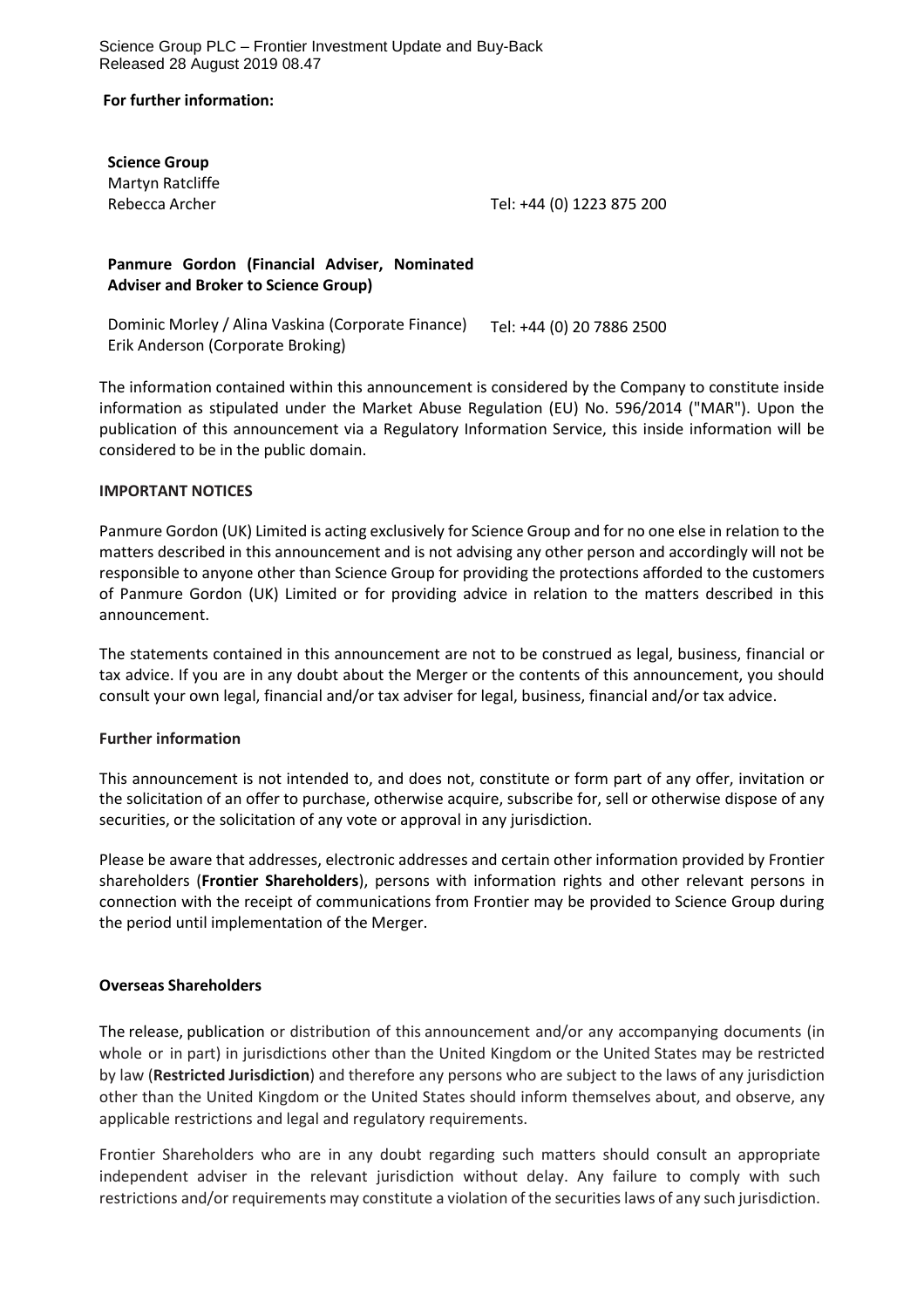**For further information:**

**Science Group**
Martyn Ratcliffe
Rebecca Archer　　　Tel: +44 (0) 1223 875 200

**Panmure Gordon (Financial Adviser, Nominated Adviser and Broker to Science Group)**

Dominic Morley / Alina Vaskina (Corporate Finance)　　　Tel: +44 (0) 20 7886 2500
Erik Anderson (Corporate Broking)

The information contained within this announcement is considered by the Company to constitute inside information as stipulated under the Market Abuse Regulation (EU) No. 596/2014 ("MAR"). Upon the publication of this announcement via a Regulatory Information Service, this inside information will be considered to be in the public domain.

**IMPORTANT NOTICES**

Panmure Gordon (UK) Limited is acting exclusively for Science Group and for no one else in relation to the matters described in this announcement and is not advising any other person and accordingly will not be responsible to anyone other than Science Group for providing the protections afforded to the customers of Panmure Gordon (UK) Limited or for providing advice in relation to the matters described in this announcement.

The statements contained in this announcement are not to be construed as legal, business, financial or tax advice. If you are in any doubt about the Merger or the contents of this announcement, you should consult your own legal, financial and/or tax adviser for legal, business, financial and/or tax advice.

**Further information**

This announcement is not intended to, and does not, constitute or form part of any offer, invitation or the solicitation of an offer to purchase, otherwise acquire, subscribe for, sell or otherwise dispose of any securities, or the solicitation of any vote or approval in any jurisdiction.

Please be aware that addresses, electronic addresses and certain other information provided by Frontier shareholders (**Frontier Shareholders**), persons with information rights and other relevant persons in connection with the receipt of communications from Frontier may be provided to Science Group during the period until implementation of the Merger.

**Overseas Shareholders**

The release, publication or distribution of this announcement and/or any accompanying documents (in whole or in part) in jurisdictions other than the United Kingdom or the United States may be restricted by law (**Restricted Jurisdiction**) and therefore any persons who are subject to the laws of any jurisdiction other than the United Kingdom or the United States should inform themselves about, and observe, any applicable restrictions and legal and regulatory requirements.

Frontier Shareholders who are in any doubt regarding such matters should consult an appropriate independent adviser in the relevant jurisdiction without delay. Any failure to comply with such restrictions and/or requirements may constitute a violation of the securities laws of any such jurisdiction.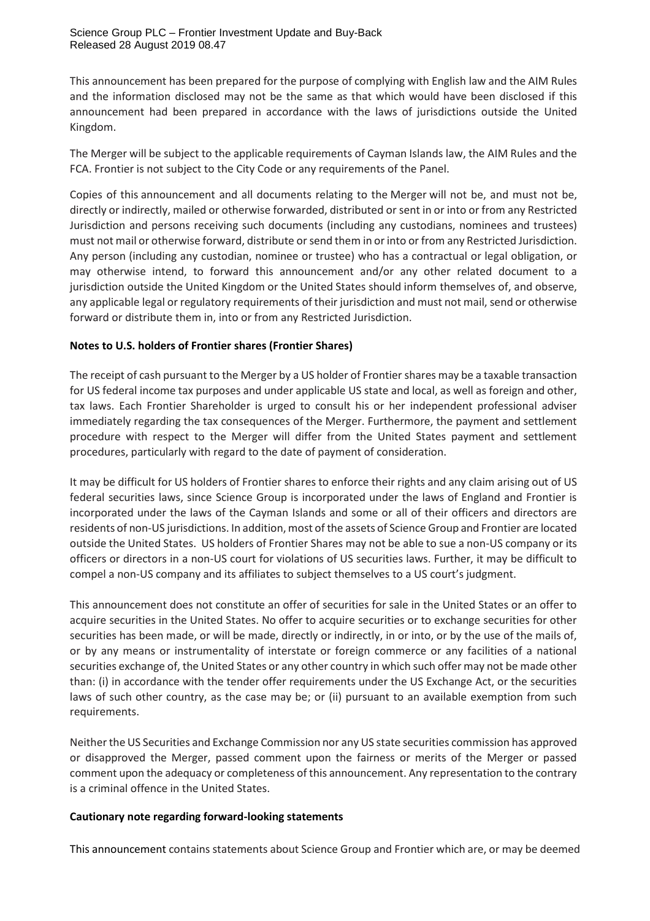This announcement has been prepared for the purpose of complying with English law and the AIM Rules and the information disclosed may not be the same as that which would have been disclosed if this announcement had been prepared in accordance with the laws of jurisdictions outside the United Kingdom.

The Merger will be subject to the applicable requirements of Cayman Islands law, the AIM Rules and the FCA. Frontier is not subject to the City Code or any requirements of the Panel.

Copies of this announcement and all documents relating to the Merger will not be, and must not be, directly or indirectly, mailed or otherwise forwarded, distributed or sent in or into or from any Restricted Jurisdiction and persons receiving such documents (including any custodians, nominees and trustees) must not mail or otherwise forward, distribute or send them in or into or from any Restricted Jurisdiction. Any person (including any custodian, nominee or trustee) who has a contractual or legal obligation, or may otherwise intend, to forward this announcement and/or any other related document to a jurisdiction outside the United Kingdom or the United States should inform themselves of, and observe, any applicable legal or regulatory requirements of their jurisdiction and must not mail, send or otherwise forward or distribute them in, into or from any Restricted Jurisdiction.

**Notes to U.S. holders of Frontier shares (Frontier Shares)**

The receipt of cash pursuant to the Merger by a US holder of Frontier shares may be a taxable transaction for US federal income tax purposes and under applicable US state and local, as well as foreign and other, tax laws. Each Frontier Shareholder is urged to consult his or her independent professional adviser immediately regarding the tax consequences of the Merger. Furthermore, the payment and settlement procedure with respect to the Merger will differ from the United States payment and settlement procedures, particularly with regard to the date of payment of consideration.

It may be difficult for US holders of Frontier shares to enforce their rights and any claim arising out of US federal securities laws, since Science Group is incorporated under the laws of England and Frontier is incorporated under the laws of the Cayman Islands and some or all of their officers and directors are residents of non-US jurisdictions. In addition, most of the assets of Science Group and Frontier are located outside the United States. US holders of Frontier Shares may not be able to sue a non-US company or its officers or directors in a non-US court for violations of US securities laws. Further, it may be difficult to compel a non-US company and its affiliates to subject themselves to a US court's judgment.

This announcement does not constitute an offer of securities for sale in the United States or an offer to acquire securities in the United States. No offer to acquire securities or to exchange securities for other securities has been made, or will be made, directly or indirectly, in or into, or by the use of the mails of, or by any means or instrumentality of interstate or foreign commerce or any facilities of a national securities exchange of, the United States or any other country in which such offer may not be made other than: (i) in accordance with the tender offer requirements under the US Exchange Act, or the securities laws of such other country, as the case may be; or (ii) pursuant to an available exemption from such requirements.

Neither the US Securities and Exchange Commission nor any US state securities commission has approved or disapproved the Merger, passed comment upon the fairness or merits of the Merger or passed comment upon the adequacy or completeness of this announcement. Any representation to the contrary is a criminal offence in the United States.

**Cautionary note regarding forward-looking statements**

This announcement contains statements about Science Group and Frontier which are, or may be deemed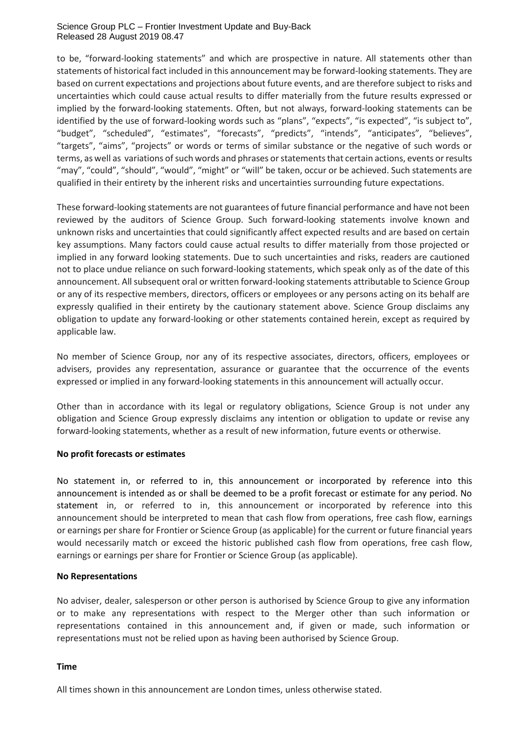to be, "forward-looking statements" and which are prospective in nature. All statements other than statements of historical fact included in this announcement may be forward-looking statements. They are based on current expectations and projections about future events, and are therefore subject to risks and uncertainties which could cause actual results to differ materially from the future results expressed or implied by the forward-looking statements. Often, but not always, forward-looking statements can be identified by the use of forward-looking words such as "plans", "expects", "is expected", "is subject to", "budget", "scheduled", "estimates", "forecasts", "predicts", "intends", "anticipates", "believes", "targets", "aims", "projects" or words or terms of similar substance or the negative of such words or terms, as well as variations of such words and phrases or statements that certain actions, events or results "may", "could", "should", "would", "might" or "will" be taken, occur or be achieved. Such statements are qualified in their entirety by the inherent risks and uncertainties surrounding future expectations.

These forward-looking statements are not guarantees of future financial performance and have not been reviewed by the auditors of Science Group. Such forward-looking statements involve known and unknown risks and uncertainties that could significantly affect expected results and are based on certain key assumptions. Many factors could cause actual results to differ materially from those projected or implied in any forward looking statements. Due to such uncertainties and risks, readers are cautioned not to place undue reliance on such forward-looking statements, which speak only as of the date of this announcement. All subsequent oral or written forward-looking statements attributable to Science Group or any of its respective members, directors, officers or employees or any persons acting on its behalf are expressly qualified in their entirety by the cautionary statement above. Science Group disclaims any obligation to update any forward-looking or other statements contained herein, except as required by applicable law.

No member of Science Group, nor any of its respective associates, directors, officers, employees or advisers, provides any representation, assurance or guarantee that the occurrence of the events expressed or implied in any forward-looking statements in this announcement will actually occur.

Other than in accordance with its legal or regulatory obligations, Science Group is not under any obligation and Science Group expressly disclaims any intention or obligation to update or revise any forward-looking statements, whether as a result of new information, future events or otherwise.

**No profit forecasts or estimates**

No statement in, or referred to in, this announcement or incorporated by reference into this announcement is intended as or shall be deemed to be a profit forecast or estimate for any period. No statement in, or referred to in, this announcement or incorporated by reference into this announcement should be interpreted to mean that cash flow from operations, free cash flow, earnings or earnings per share for Frontier or Science Group (as applicable) for the current or future financial years would necessarily match or exceed the historic published cash flow from operations, free cash flow, earnings or earnings per share for Frontier or Science Group (as applicable).

**No Representations**

No adviser, dealer, salesperson or other person is authorised by Science Group to give any information or to make any representations with respect to the Merger other than such information or representations contained in this announcement and, if given or made, such information or representations must not be relied upon as having been authorised by Science Group.

**Time**

All times shown in this announcement are London times, unless otherwise stated.